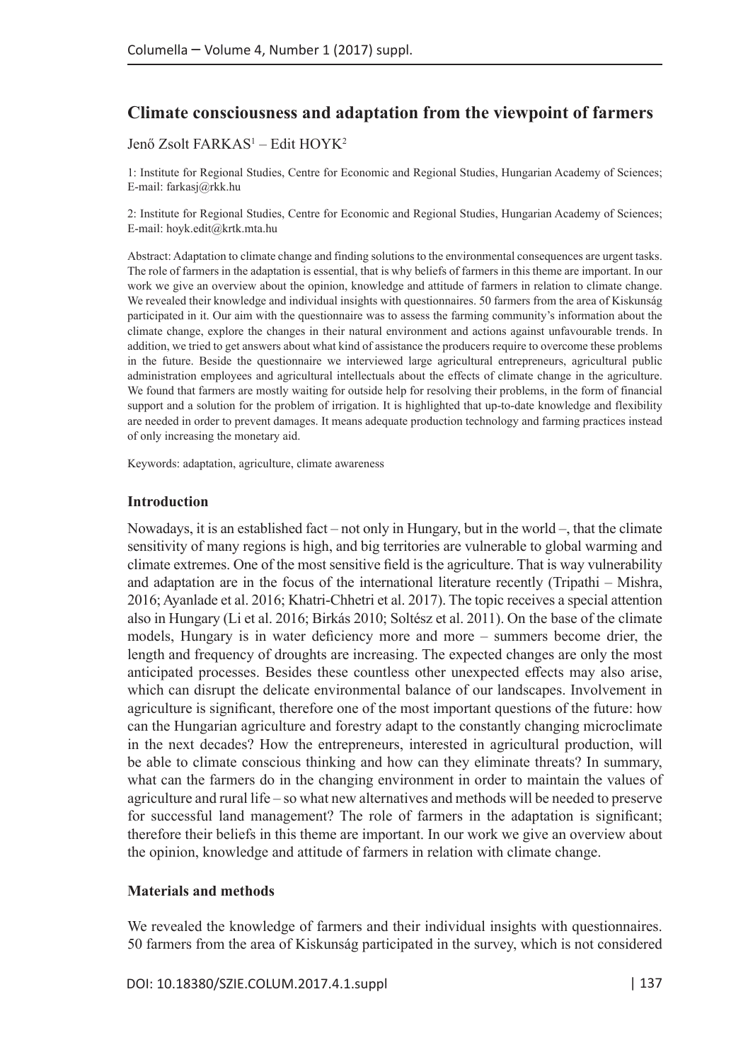# Climate consciousness and adaptation from the viewpoint of farmers

Jenő Zsolt FARKAS[1] – Edit HOYK[2]

1: Institute for Regional Studies, Centre for Economic and Regional Studies, Hungarian Academy of Sciences; E-mail: farkasj@rkk.hu

2: Institute for Regional Studies, Centre for Economic and Regional Studies, Hungarian Academy of Sciences; E-mail: hoyk.edit@krtk.mta.hu

Abstract: Adaptation to climate change and finding solutions to the environmental consequences are urgent tasks. The role of farmers in the adaptation is essential, that is why beliefs of farmers in this theme are important. In our work we give an overview about the opinion, knowledge and attitude of farmers in relation to climate change. We revealed their knowledge and individual insights with questionnaires. 50 farmers from the area of Kiskunság participated in it. Our aim with the questionnaire was to assess the farming community's information about the climate change, explore the changes in their natural environment and actions against unfavourable trends. In addition, we tried to get answers about what kind of assistance the producers require to overcome these problems in the future. Beside the questionnaire we interviewed large agricultural entrepreneurs, agricultural public administration employees and agricultural intellectuals about the effects of climate change in the agriculture. We found that farmers are mostly waiting for outside help for resolving their problems, in the form of financial support and a solution for the problem of irrigation. It is highlighted that up-to-date knowledge and flexibility are needed in order to prevent damages. It means adequate production technology and farming practices instead of only increasing the monetary aid.

Keywords: adaptation, agriculture, climate awareness

## Introduction

Nowadays, it is an established fact – not only in Hungary, but in the world –, that the climate sensitivity of many regions is high, and big territories are vulnerable to global warming and climate extremes. One of the most sensitive field is the agriculture. That is way vulnerability and adaptation are in the focus of the international literature recently (Tripathi – Mishra, 2016; Ayanlade et al. 2016; Khatri-Chhetri et al. 2017). The topic receives a special attention also in Hungary (Li et al. 2016; Birkás 2010; Soltész et al. 2011). On the base of the climate models, Hungary is in water deficiency more and more – summers become drier, the length and frequency of droughts are increasing. The expected changes are only the most anticipated processes. Besides these countless other unexpected effects may also arise, which can disrupt the delicate environmental balance of our landscapes. Involvement in agriculture is significant, therefore one of the most important questions of the future: how can the Hungarian agriculture and forestry adapt to the constantly changing microclimate in the next decades? How the entrepreneurs, interested in agricultural production, will be able to climate conscious thinking and how can they eliminate threats? In summary, what can the farmers do in the changing environment in order to maintain the values of agriculture and rural life – so what new alternatives and methods will be needed to preserve for successful land management? The role of farmers in the adaptation is significant; therefore their beliefs in this theme are important. In our work we give an overview about the opinion, knowledge and attitude of farmers in relation with climate change.

## Materials and methods

We revealed the knowledge of farmers and their individual insights with questionnaires. 50 farmers from the area of Kiskunság participated in the survey, which is not considered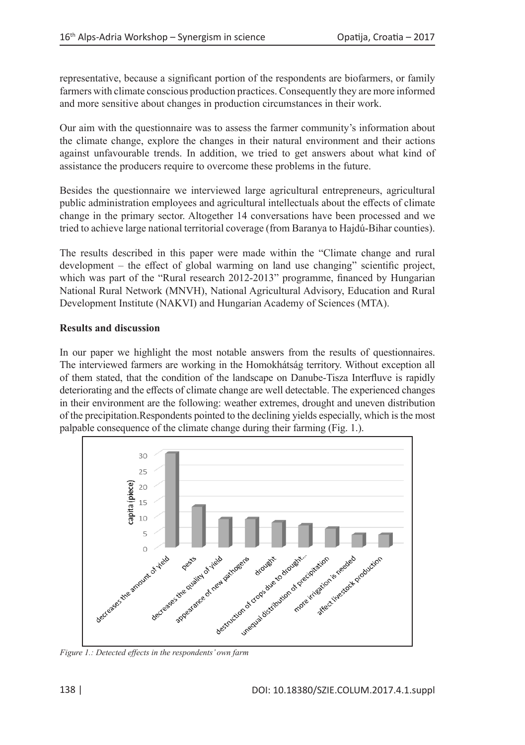representative, because a significant portion of the respondents are biofarmers, or family farmers with climate conscious production practices. Consequently they are more informed and more sensitive about changes in production circumstances in their work.

Our aim with the questionnaire was to assess the farmer community's information about the climate change, explore the changes in their natural environment and their actions against unfavourable trends. In addition, we tried to get answers about what kind of assistance the producers require to overcome these problems in the future.

Besides the questionnaire we interviewed large agricultural entrepreneurs, agricultural public administration employees and agricultural intellectuals about the effects of climate change in the primary sector. Altogether 14 conversations have been processed and we tried to achieve large national territorial coverage (from Baranya to Hajdú-Bihar counties).

The results described in this paper were made within the "Climate change and rural development – the effect of global warming on land use changing" scientific project, which was part of the "Rural research 2012-2013" programme, financed by Hungarian National Rural Network (MNVH), National Agricultural Advisory, Education and Rural Development Institute (NAKVI) and Hungarian Academy of Sciences (MTA).

## Results and discussion

In our paper we highlight the most notable answers from the results of questionnaires. The interviewed farmers are working in the Homokhátság territory. Without exception all of them stated, that the condition of the landscape on Danube-Tisza Interfluve is rapidly deteriorating and the effects of climate change are well detectable. The experienced changes in their environment are the following: weather extremes, drought and uneven distribution of the precipitation.Respondents pointed to the declining yields especially, which is the most palpable consequence of the climate change during their farming (Fig. 1.).

*Figure 1.: Detected effects in the respondents' own farm*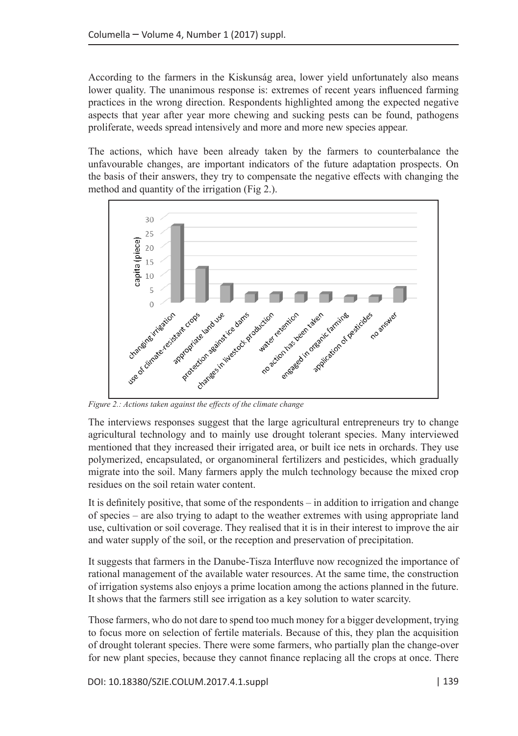According to the farmers in the Kiskunság area, lower yield unfortunately also means lower quality. The unanimous response is: extremes of recent years influenced farming practices in the wrong direction. Respondents highlighted among the expected negative aspects that year after year more chewing and sucking pests can be found, pathogens proliferate, weeds spread intensively and more and more new species appear.

The actions, which have been already taken by the farmers to counterbalance the unfavourable changes, are important indicators of the future adaptation prospects. On the basis of their answers, they try to compensate the negative effects with changing the method and quantity of the irrigation (Fig 2.).

*Figure 2.: Actions taken against the effects of the climate change*

The interviews responses suggest that the large agricultural entrepreneurs try to change agricultural technology and to mainly use drought tolerant species. Many interviewed mentioned that they increased their irrigated area, or built ice nets in orchards. They use polymerized, encapsulated, or organomineral fertilizers and pesticides, which gradually migrate into the soil. Many farmers apply the mulch technology because the mixed crop residues on the soil retain water content.

It is definitely positive, that some of the respondents – in addition to irrigation and change of species – are also trying to adapt to the weather extremes with using appropriate land use, cultivation or soil coverage. They realised that it is in their interest to improve the air and water supply of the soil, or the reception and preservation of precipitation.

It suggests that farmers in the Danube-Tisza Interfluve now recognized the importance of rational management of the available water resources. At the same time, the construction of irrigation systems also enjoys a prime location among the actions planned in the future. It shows that the farmers still see irrigation as a key solution to water scarcity.

Those farmers, who do not dare to spend too much money for a bigger development, trying to focus more on selection of fertile materials. Because of this, they plan the acquisition of drought tolerant species. There were some farmers, who partially plan the change-over for new plant species, because they cannot finance replacing all the crops at once. There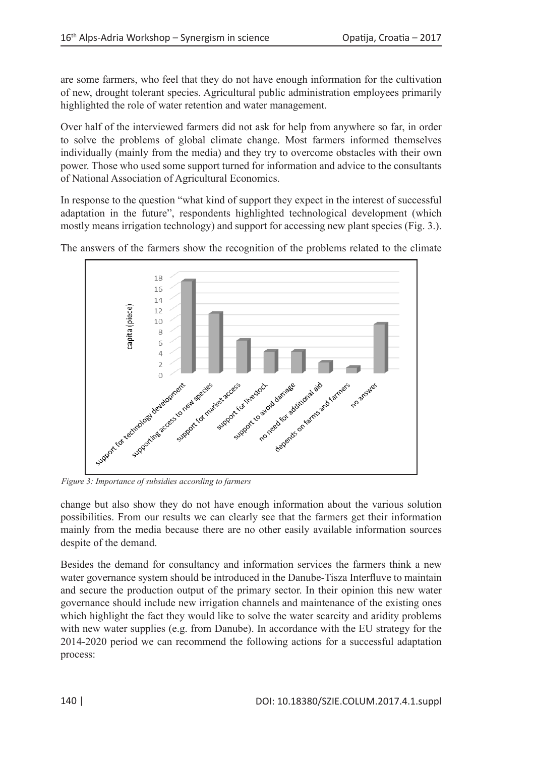are some farmers, who feel that they do not have enough information for the cultivation of new, drought tolerant species. Agricultural public administration employees primarily highlighted the role of water retention and water management.

Over half of the interviewed farmers did not ask for help from anywhere so far, in order to solve the problems of global climate change. Most farmers informed themselves individually (mainly from the media) and they try to overcome obstacles with their own power. Those who used some support turned for information and advice to the consultants of National Association of Agricultural Economics.

In response to the question "what kind of support they expect in the interest of successful adaptation in the future", respondents highlighted technological development (which mostly means irrigation technology) and support for accessing new plant species (Fig. 3.).

The answers of the farmers show the recognition of the problems related to the climate

*Figure 3: Importance of subsidies according to farmers*

change but also show they do not have enough information about the various solution possibilities. From our results we can clearly see that the farmers get their information mainly from the media because there are no other easily available information sources despite of the demand.

Besides the demand for consultancy and information services the farmers think a new water governance system should be introduced in the Danube-Tisza Interfluve to maintain and secure the production output of the primary sector. In their opinion this new water governance should include new irrigation channels and maintenance of the existing ones which highlight the fact they would like to solve the water scarcity and aridity problems with new water supplies (e.g. from Danube). In accordance with the EU strategy for the 2014-2020 period we can recommend the following actions for a successful adaptation process: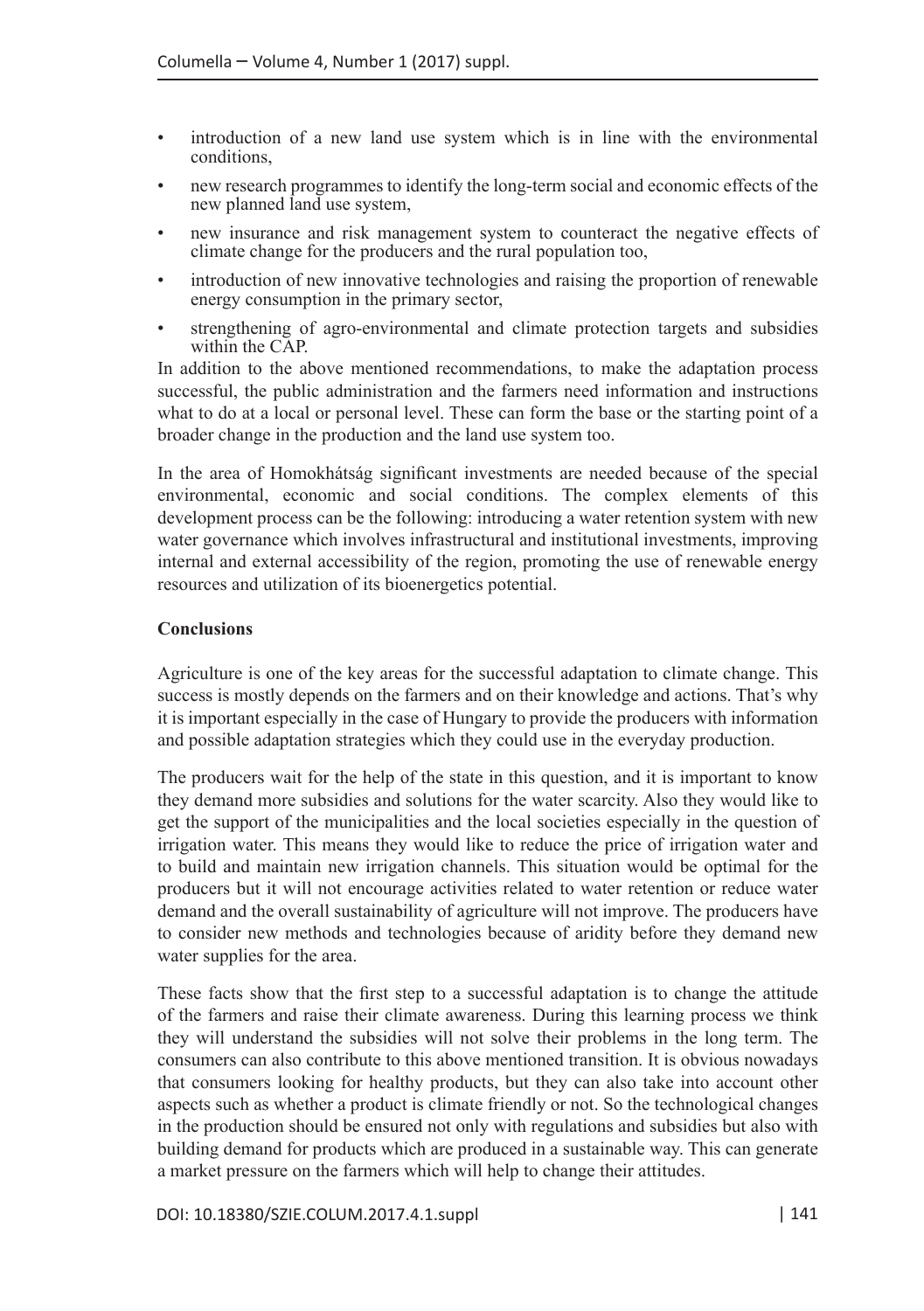- introduction of a new land use system which is in line with the environmental conditions,
- new research programmes to identify the long-term social and economic effects of the new planned land use system,
- new insurance and risk management system to counteract the negative effects of climate change for the producers and the rural population too,
- introduction of new innovative technologies and raising the proportion of renewable energy consumption in the primary sector,
- strengthening of agro-environmental and climate protection targets and subsidies within the CAP.

In addition to the above mentioned recommendations, to make the adaptation process successful, the public administration and the farmers need information and instructions what to do at a local or personal level. These can form the base or the starting point of a broader change in the production and the land use system too.

In the area of Homokhátság significant investments are needed because of the special environmental, economic and social conditions. The complex elements of this development process can be the following: introducing a water retention system with new water governance which involves infrastructural and institutional investments, improving internal and external accessibility of the region, promoting the use of renewable energy resources and utilization of its bioenergetics potential.

**Conclusions**

Agriculture is one of the key areas for the successful adaptation to climate change. This success is mostly depends on the farmers and on their knowledge and actions. That's why it is important especially in the case of Hungary to provide the producers with information and possible adaptation strategies which they could use in the everyday production.

The producers wait for the help of the state in this question, and it is important to know they demand more subsidies and solutions for the water scarcity. Also they would like to get the support of the municipalities and the local societies especially in the question of irrigation water. This means they would like to reduce the price of irrigation water and to build and maintain new irrigation channels. This situation would be optimal for the producers but it will not encourage activities related to water retention or reduce water demand and the overall sustainability of agriculture will not improve. The producers have to consider new methods and technologies because of aridity before they demand new water supplies for the area.

These facts show that the first step to a successful adaptation is to change the attitude of the farmers and raise their climate awareness. During this learning process we think they will understand the subsidies will not solve their problems in the long term. The consumers can also contribute to this above mentioned transition. It is obvious nowadays that consumers looking for healthy products, but they can also take into account other aspects such as whether a product is climate friendly or not. So the technological changes in the production should be ensured not only with regulations and subsidies but also with building demand for products which are produced in a sustainable way. This can generate a market pressure on the farmers which will help to change their attitudes.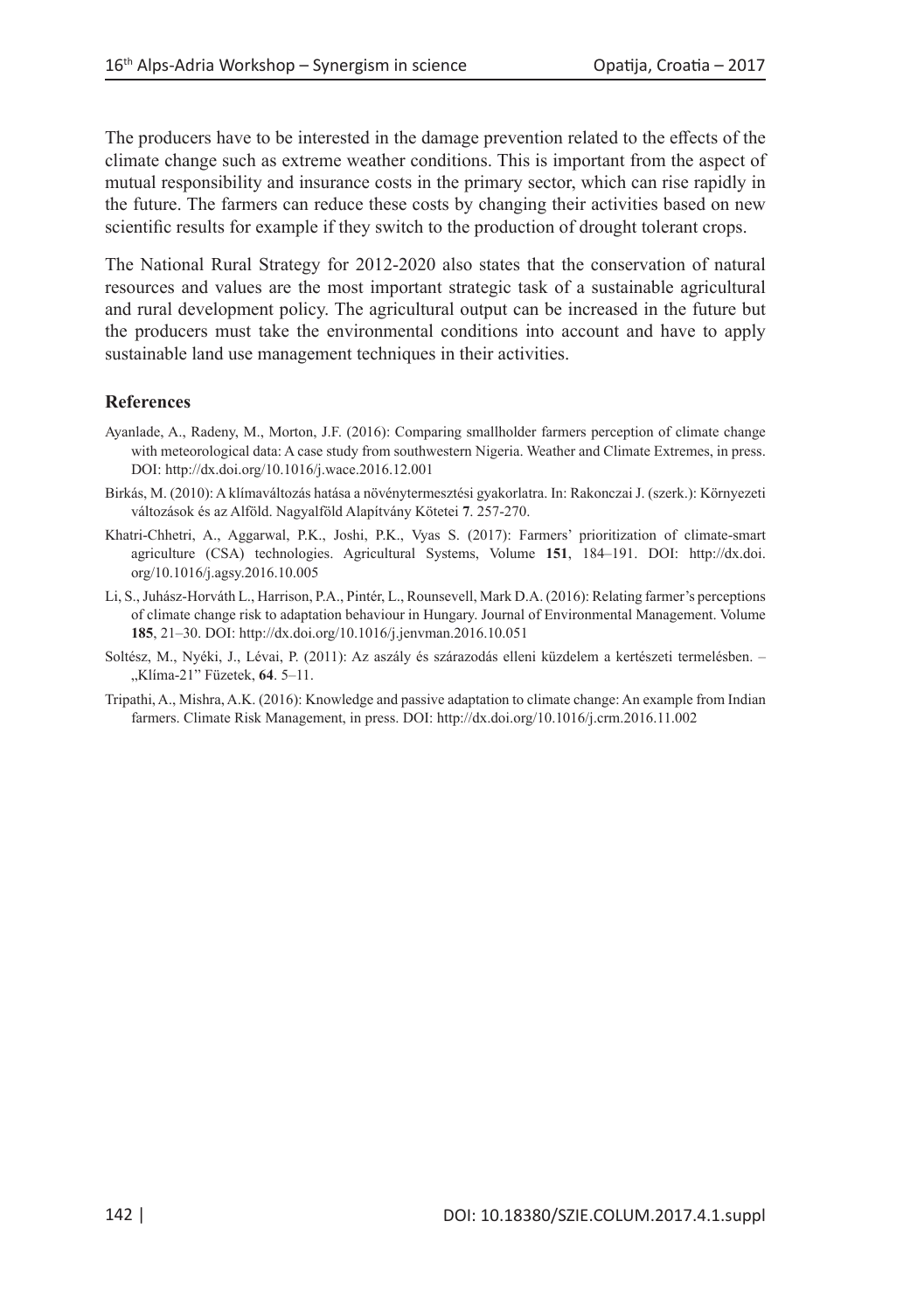The producers have to be interested in the damage prevention related to the effects of the climate change such as extreme weather conditions. This is important from the aspect of mutual responsibility and insurance costs in the primary sector, which can rise rapidly in the future. The farmers can reduce these costs by changing their activities based on new scientific results for example if they switch to the production of drought tolerant crops.

The National Rural Strategy for 2012-2020 also states that the conservation of natural resources and values are the most important strategic task of a sustainable agricultural and rural development policy. The agricultural output can be increased in the future but the producers must take the environmental conditions into account and have to apply sustainable land use management techniques in their activities.

## References

Ayanlade, A., Radeny, M., Morton, J.F. (2016): Comparing smallholder farmers perception of climate change with meteorological data: A case study from southwestern Nigeria. Weather and Climate Extremes, in press. DOI: http://dx.doi.org/10.1016/j.wace.2016.12.001

Birkás, M. (2010): A klímaváltozás hatása a növénytermesztési gyakorlatra. In: Rakonczai J. (szerk.): Környezeti változások és az Alföld. Nagyalföld Alapítvány Kötetei **7**. 257-270.

Khatri-Chhetri, A., Aggarwal, P.K., Joshi, P.K., Vyas S. (2017): Farmers' prioritization of climate-smart agriculture (CSA) technologies. Agricultural Systems, Volume **151**, 184–191. DOI: http://dx.doi.org/10.1016/j.agsy.2016.10.005

Li, S., Juhász-Horváth L., Harrison, P.A., Pintér, L., Rounsevell, Mark D.A. (2016): Relating farmer's perceptions of climate change risk to adaptation behaviour in Hungary. Journal of Environmental Management. Volume **185**, 21–30. DOI: http://dx.doi.org/10.1016/j.jenvman.2016.10.051

Soltész, M., Nyéki, J., Lévai, P. (2011): Az aszály és szárazodás elleni küzdelem a kertészeti termelésben. – „Klíma-21" Füzetek, **64**. 5–11.

Tripathi, A., Mishra, A.K. (2016): Knowledge and passive adaptation to climate change: An example from Indian farmers. Climate Risk Management, in press. DOI: http://dx.doi.org/10.1016/j.crm.2016.11.002